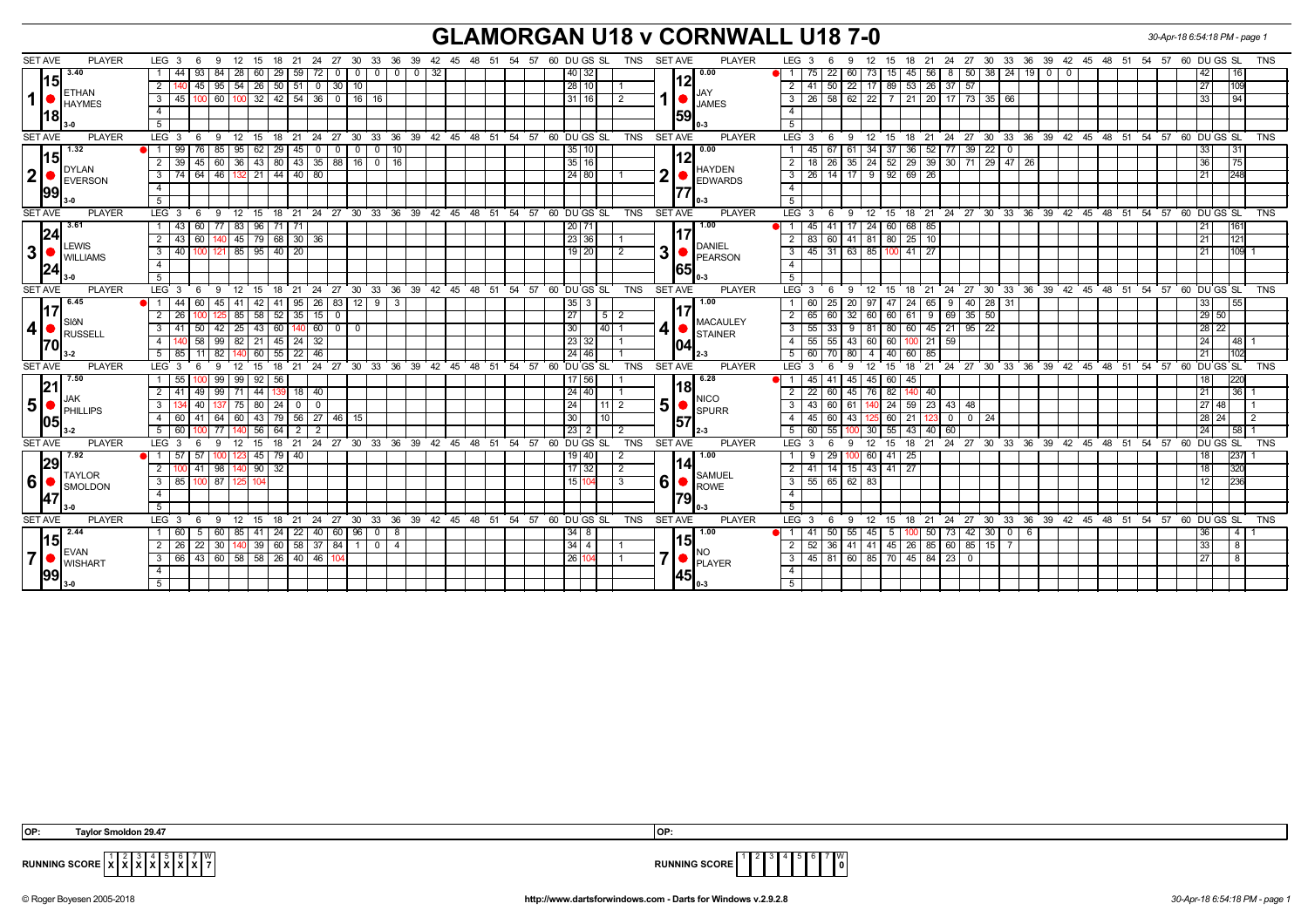# GLAMORGAN U18 v CORNWALL U18 7-0

30-Apr-18 6:54:18 PM - page 1

## Match 1

| SET AVE | PLAYER | LEG | 3 | 6 | 9 | 12 | 15 | 18 | 21 | 24 | 27 | 30 | 33 | 36 | 39 | 42 | DU | GS | SL | TNS |
|---|---|---|---|---|---|---|---|---|---|---|---|---|---|---|---|---|---|---|---|---|
| 3.40 / 15.18 | 1 ETHAN HAYMES 3-0 | 1 | 44 | 93 | 84 | 28 | 60 | 29 | 59 | 72 | 0 | 0 | 0 | 0 | 32 | | 40 | 32 | | |
| | | 2 | 140 | 45 | 95 | 54 | 26 | 50 | 51 | 0 | 30 | 10 | | | | | 28 | 10 | | 1 |
| | | 3 | 45 | 100 | 60 | 100 | 32 | 42 | 54 | 36 | 0 | 16 | 16 | | | | 31 | 16 | | 2 |

| SET AVE | PLAYER | LEG | 3 | 6 | 9 | 12 | 15 | 18 | 21 | 24 | 27 | 30 | 33 | 36 | 39 | 42 | DU | GS | SL | TNS |
|---|---|---|---|---|---|---|---|---|---|---|---|---|---|---|---|---|---|---|---|---|
| 0.00 / 12.59 | 1 JAY JAMES 0-3 | 1 | 75 | 22 | 60 | 73 | 15 | 45 | 56 | 8 | 50 | 38 | 24 | 19 | 0 | 0 | 42 | | 16 | |
| | | 2 | 41 | 50 | 22 | 17 | 89 | 53 | 26 | 37 | 57 | | | | | | 27 | | 109 | |
| | | 3 | 26 | 58 | 62 | 22 | 7 | 21 | 20 | 17 | 73 | 35 | 66 | | | | 33 | | 94 | |

## Match 2

| SET AVE | PLAYER | LEG | 3 | 6 | 9 | 12 | 15 | 18 | 21 | 24 | 27 | 30 | 33 | 36 | DU | GS | SL | TNS |
|---|---|---|---|---|---|---|---|---|---|---|---|---|---|---|---|---|---|---|
| 1.32 / 15.99 | 2 DYLAN EVERSON 3-0 | 1 | 99 | 76 | 85 | 95 | 62 | 29 | 45 | 0 | 0 | 0 | 0 | 10 | 35 | 10 | | |
| | | 2 | 39 | 45 | 60 | 36 | 43 | 80 | 43 | 35 | 88 | 16 | 0 | 16 | 35 | 16 | | |
| | | 3 | 74 | 64 | 46 | 132 | 21 | 44 | 40 | 80 | | | | | 24 | 80 | | 1 |

| SET AVE | PLAYER | LEG | 3 | 6 | 9 | 12 | 15 | 18 | 21 | 24 | 27 | 30 | 33 | 36 | DU | GS | SL | TNS |
|---|---|---|---|---|---|---|---|---|---|---|---|---|---|---|---|---|---|---|
| 0.00 / 12.77 | 2 HAYDEN EDWARDS 0-3 | 1 | 45 | 67 | 61 | 34 | 37 | 36 | 52 | 77 | 39 | 22 | 0 | | 33 | | 31 | |
| | | 2 | 18 | 26 | 35 | 24 | 52 | 29 | 39 | 30 | 71 | 29 | 47 | 26 | 36 | | 75 | |
| | | 3 | 26 | 14 | 17 | 9 | 92 | 69 | 26 | | | | | | 21 | | 248 | |

## Match 3

| SET AVE | PLAYER | LEG | 3 | 6 | 9 | 12 | 15 | 18 | 21 | 24 | DU | GS | SL | TNS |
|---|---|---|---|---|---|---|---|---|---|---|---|---|---|---|
| 3.61 / 24.24 | 3 LEWIS WILLIAMS 3-0 | 1 | 43 | 60 | 77 | 83 | 96 | 71 | 71 | | 20 | 71 | | |
| | | 2 | 43 | 60 | 140 | 45 | 79 | 68 | 30 | 36 | 23 | 36 | | 1 |
| | | 3 | 40 | 100 | 121 | 85 | 95 | 40 | 20 | | 19 | 20 | | 2 |

| SET AVE | PLAYER | LEG | 3 | 6 | 9 | 12 | 15 | 18 | 21 | DU | GS | SL | TNS |
|---|---|---|---|---|---|---|---|---|---|---|---|---|---|
| 1.00 / 17.65 | 3 DANIEL PEARSON 0-3 | 1 | 45 | 41 | 17 | 24 | 60 | 68 | 85 | 21 | | 161 | |
| | | 2 | 83 | 60 | 41 | 81 | 80 | 25 | 10 | 21 | | 121 | |
| | | 3 | 45 | 31 | 63 | 85 | 100 | 41 | 27 | 21 | | 109 | 1 |

## Match 4

| SET AVE | PLAYER | LEG | 3 | 6 | 9 | 12 | 15 | 18 | 21 | 24 | 27 | 30 | 33 | 36 | DU | GS | SL | TNS |
|---|---|---|---|---|---|---|---|---|---|---|---|---|---|---|---|---|---|---|
| 6.45 / 17.70 | 4 SIôN RUSSELL 3-2 | 1 | 44 | 60 | 45 | 41 | 42 | 41 | 95 | 26 | 83 | 12 | 9 | 3 | 35 | 3 | | |
| | | 2 | 26 | 100 | 125 | 85 | 58 | 52 | 35 | 15 | 0 | | | | 27 | | 5 | 2 |
| | | 3 | 41 | 50 | 42 | 25 | 43 | 60 | 140 | 60 | 0 | 0 | | | 30 | | 40 | 1 |
| | | 4 | 140 | 58 | 99 | 82 | 21 | 45 | 24 | 32 | | | | | 23 | 32 | | 1 |
| | | 5 | 85 | 11 | 82 | 140 | 60 | 55 | 22 | 46 | | | | | 24 | 46 | | 1 |

| SET AVE | PLAYER | LEG | 3 | 6 | 9 | 12 | 15 | 18 | 21 | 24 | 27 | 30 | 33 | DU | GS | SL | TNS |
|---|---|---|---|---|---|---|---|---|---|---|---|---|---|---|---|---|---|
| 1.00 / 17.04 | 4 MACAULEY STAINER 2-3 | 1 | 60 | 25 | 20 | 97 | 47 | 24 | 65 | 9 | 40 | 28 | 31 | 33 | | 55 | |
| | | 2 | 65 | 60 | 32 | 60 | 60 | 61 | 9 | 69 | 35 | 50 | | 29 | 50 | | |
| | | 3 | 55 | 33 | 9 | 81 | 80 | 60 | 45 | 21 | 95 | 22 | | 28 | 22 | | |
| | | 4 | 55 | 55 | 43 | 60 | 60 | 100 | 21 | 59 | | | | 24 | | 48 | 1 |
| | | 5 | 60 | 70 | 80 | 4 | 40 | 60 | 85 | | | | | 21 | | 102 | |

## Match 5

| SET AVE | PLAYER | LEG | 3 | 6 | 9 | 12 | 15 | 18 | 21 | 24 | 27 | 30 | DU | GS | SL | TNS |
|---|---|---|---|---|---|---|---|---|---|---|---|---|---|---|---|---|
| 7.50 / 21.05 | 5 JAK PHILLIPS 3-2 | 1 | 55 | 100 | 99 | 99 | 92 | 56 | | | | | 17 | 56 | | 1 |
| | | 2 | 41 | 49 | 99 | 71 | 44 | 139 | 18 | 40 | | | 24 | 40 | | 1 |
| | | 3 | 134 | 40 | 137 | 75 | 80 | 24 | 0 | 0 | | | 24 | | 11 | 2 |
| | | 4 | 60 | 41 | 64 | 60 | 43 | 79 | 56 | 27 | 46 | 15 | 30 | | 10 | |
| | | 5 | 60 | 100 | 77 | 140 | 56 | 64 | 2 | 2 | | | 23 | 2 | | 2 |

| SET AVE | PLAYER | LEG | 3 | 6 | 9 | 12 | 15 | 18 | 21 | 24 | 27 | 30 | DU | GS | SL | TNS |
|---|---|---|---|---|---|---|---|---|---|---|---|---|---|---|---|---|
| 6.28 / 18.57 | 5 NICO SPURR 2-3 | 1 | 45 | 41 | 45 | 45 | 60 | 45 | | | | | 18 | | 220 | |
| | | 2 | 22 | 60 | 45 | 76 | 82 | 140 | 40 | | | | 21 | | 36 | 1 |
| | | 3 | 43 | 60 | 61 | 140 | 24 | 59 | 23 | 43 | 48 | | 27 | 48 | | 1 |
| | | 4 | 45 | 60 | 43 | 125 | 60 | 21 | 123 | 0 | 0 | 24 | 28 | 24 | | 2 |
| | | 5 | 60 | 55 | 100 | 30 | 55 | 43 | 40 | 60 | | | 24 | | 58 | 1 |

## Match 6

| SET AVE | PLAYER | LEG | 3 | 6 | 9 | 12 | 15 | 18 | 21 | DU | GS | SL | TNS |
|---|---|---|---|---|---|---|---|---|---|---|---|---|---|
| 7.92 / 29.47 | 6 TAYLOR SMOLDON 3-0 | 1 | 57 | 57 | 100 | 123 | 45 | 79 | 40 | 19 | 40 | | 2 |
| | | 2 | 100 | 41 | 98 | 140 | 90 | 32 | | 17 | 32 | | 2 |
| | | 3 | 85 | 100 | 87 | 125 | 104 | | | 15 | 104 | | 3 |

| SET AVE | PLAYER | LEG | 3 | 6 | 9 | 12 | 15 | 18 | DU | GS | SL | TNS |
|---|---|---|---|---|---|---|---|---|---|---|---|---|
| 1.00 / 14.79 | 6 SAMUEL ROWE 0-3 | 1 | 9 | 29 | 100 | 60 | 41 | 25 | 18 | | 237 | 1 |
| | | 2 | 41 | 14 | 15 | 43 | 41 | 27 | 18 | | 320 | |
| | | 3 | 55 | 65 | 62 | 83 | | | 12 | | 236 | |

## Match 7

| SET AVE | PLAYER | LEG | 3 | 6 | 9 | 12 | 15 | 18 | 21 | 24 | 27 | 30 | 33 | 36 | DU | GS | SL | TNS |
|---|---|---|---|---|---|---|---|---|---|---|---|---|---|---|---|---|---|---|
| 2.44 / 15.99 | 7 EVAN WISHART 3-0 | 1 | 60 | 5 | 60 | 85 | 41 | 24 | 22 | 40 | 60 | 96 | 0 | 8 | 34 | 8 | | |
| | | 2 | 26 | 22 | 30 | 140 | 39 | 60 | 58 | 37 | 84 | 1 | 0 | 4 | 34 | 4 | | 1 |
| | | 3 | 66 | 43 | 60 | 58 | 58 | 26 | 40 | 46 | 104 | | | | 26 | 104 | | 1 |

| SET AVE | PLAYER | LEG | 3 | 6 | 9 | 12 | 15 | 18 | 21 | 24 | 27 | 30 | 33 | 36 | DU | GS | SL | TNS |
|---|---|---|---|---|---|---|---|---|---|---|---|---|---|---|---|---|---|---|
| 1.00 / 15.45 | 7 NO PLAYER 0-3 | 1 | 41 | 50 | 55 | 45 | 5 | 100 | 50 | 73 | 42 | 30 | 0 | 6 | 36 | | 4 | 1 |
| | | 2 | 52 | 36 | 41 | 41 | 45 | 26 | 85 | 60 | 85 | 15 | 7 | | 33 | | 8 | |
| | | 3 | 45 | 81 | 60 | 85 | 70 | 45 | 84 | 23 | 0 | | | | 27 | | 8 | |

OP: Taylor Smoldon 29.47

OP:

RUNNING SCORE

| 1 | 2 | 3 | 4 | 5 | 6 | 7 | W |
|---|---|---|---|---|---|---|---|
| X | X | X | X | X | X | X | 7 |

RUNNING SCORE

| 1 | 2 | 3 | 4 | 5 | 6 | 7 | W |
|---|---|---|---|---|---|---|---|
| | | | | | | | 0 |

© Roger Boyesen 2005-2018 http://www.dartsforwindows.com - Darts for Windows v.2.9.2.8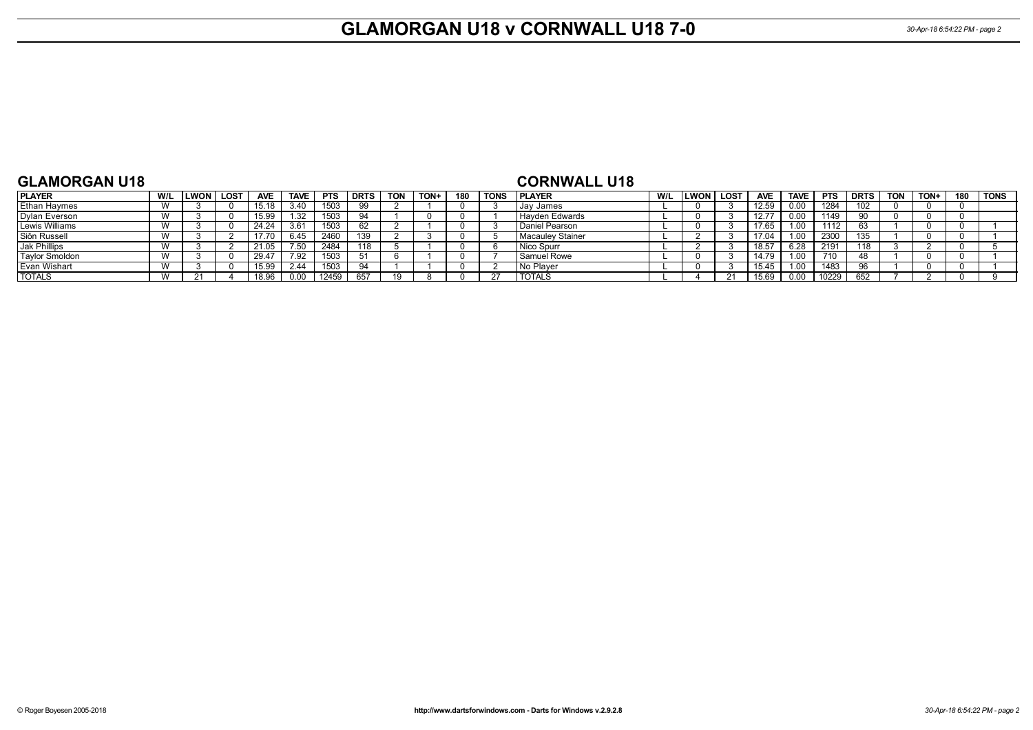# GLAMORGAN U18 v CORNWALL U18 7-0

## GLAMORGAN U18

| PLAYER | W/L | LWON | LOST | AVE | TAVE | PTS | DRTS | TON | TON+ | 180 | TONS |
|---|---|---|---|---|---|---|---|---|---|---|---|
| Ethan Haymes | W | 3 | 0 | 15.18 | 3.40 | 1503 | 99 | 2 | 1 | 0 | 3 |
| Dylan Everson | W | 3 | 0 | 15.99 | 1.32 | 1503 | 94 | 1 | 0 | 0 | 1 |
| Lewis Williams | W | 3 | 0 | 24.24 | 3.61 | 1503 | 62 | 2 | 1 | 0 | 3 |
| Siôn Russell | W | 3 | 2 | 17.70 | 6.45 | 2460 | 139 | 2 | 3 | 0 | 5 |
| Jak Phillips | W | 3 | 2 | 21.05 | 7.50 | 2484 | 118 | 5 | 1 | 0 | 6 |
| Taylor Smoldon | W | 3 | 0 | 29.47 | 7.92 | 1503 | 51 | 6 | 1 | 0 | 7 |
| Evan Wishart | W | 3 | 0 | 15.99 | 2.44 | 1503 | 94 | 1 | 1 | 0 | 2 |
| TOTALS | W | 21 | 4 | 18.96 | 0.00 | 12459 | 657 | 19 | 8 | 0 | 27 |

## CORNWALL U18

| PLAYER | W/L | LWON | LOST | AVE | TAVE | PTS | DRTS | TON | TON+ | 180 | TONS |
|---|---|---|---|---|---|---|---|---|---|---|---|
| Jay James | L | 0 | 3 | 12.59 | 0.00 | 1284 | 102 | 0 | 0 | 0 | |
| Hayden Edwards | L | 0 | 3 | 12.77 | 0.00 | 1149 | 90 | 0 | 0 | 0 | |
| Daniel Pearson | L | 0 | 3 | 17.65 | 1.00 | 1112 | 63 | 1 | 0 | 0 | 1 |
| Macauley Stainer | L | 2 | 3 | 17.04 | 1.00 | 2300 | 135 | 1 | 0 | 0 | 1 |
| Nico Spurr | L | 2 | 3 | 18.57 | 6.28 | 2191 | 118 | 3 | 2 | 0 | 5 |
| Samuel Rowe | L | 0 | 3 | 14.79 | 1.00 | 710 | 48 | 1 | 0 | 0 | 1 |
| No Player | L | 0 | 3 | 15.45 | 1.00 | 1483 | 96 | 1 | 0 | 0 | 1 |
| TOTALS | L | 4 | 21 | 15.69 | 0.00 | 10229 | 652 | 7 | 2 | 0 | 9 |

© Roger Boyesen 2005-2018 http://www.dartsforwindows.com - Darts for Windows v.2.9.2.8